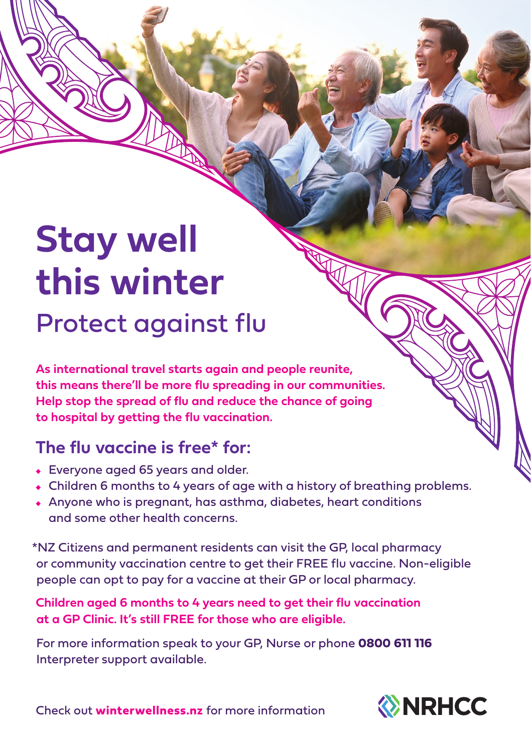# Stay well this winter

## Protect against flu

**As international travel starts again and people reunite, this means there'll be more flu spreading in our communities. Help stop the spread of flu and reduce the chance of going to hospital by getting the flu vaccination.**

### The flu vaccine is free* for:

- Everyone aged 65 years and older.
- Children 6 months to 4 years of age with a history of breathing problems.
- Anyone who is pregnant, has asthma, diabetes, heart conditions and some other health concerns.

*NZ Citizens and permanent residents can visit the GP, local pharmacy or community vaccination centre to get their FREE flu vaccine. Non-eligible people can opt to pay for a vaccine at their GP or local pharmacy.

**Children aged 6 months to 4 years need to get their flu vaccination at a GP Clinic. It's still FREE for those who are eligible.**

For more information speak to your GP, Nurse or phone **0800 611 116**
Interpreter support available.

Check out **winterwellness.nz** for more information

NRHCC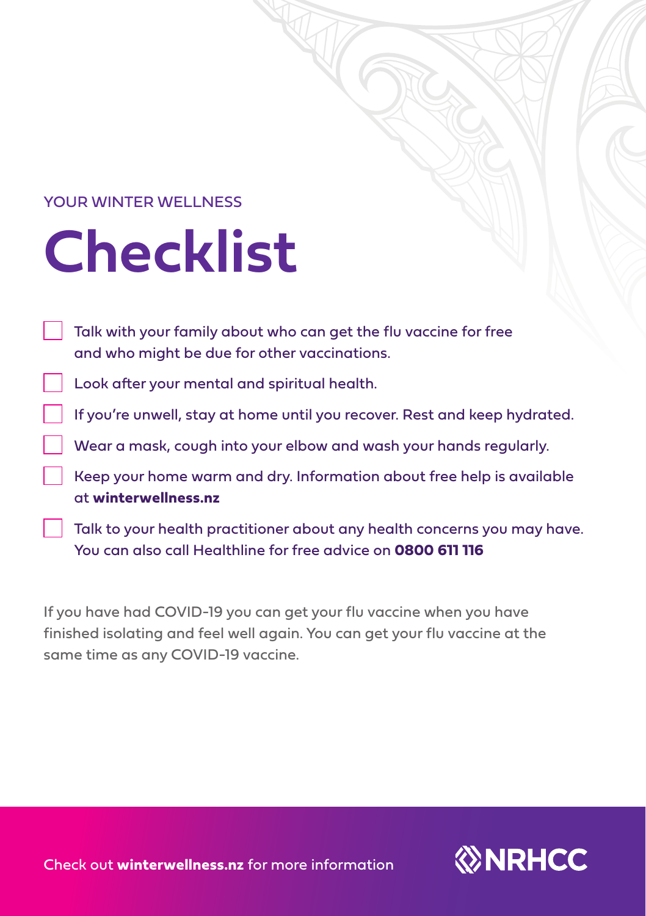YOUR WINTER WELLNESS

# Checklist

- [ ] Talk with your family about who can get the flu vaccine for free and who might be due for other vaccinations.
- [ ] Look after your mental and spiritual health.
- [ ] If you're unwell, stay at home until you recover. Rest and keep hydrated.
- [ ] Wear a mask, cough into your elbow and wash your hands regularly.
- [ ] Keep your home warm and dry. Information about free help is available at **winterwellness.nz**
- [ ] Talk to your health practitioner about any health concerns you may have. You can also call Healthline for free advice on **0800 611 116**

If you have had COVID-19 you can get your flu vaccine when you have finished isolating and feel well again. You can get your flu vaccine at the same time as any COVID-19 vaccine.

Check out **winterwellness.nz** for more information

NRHCC